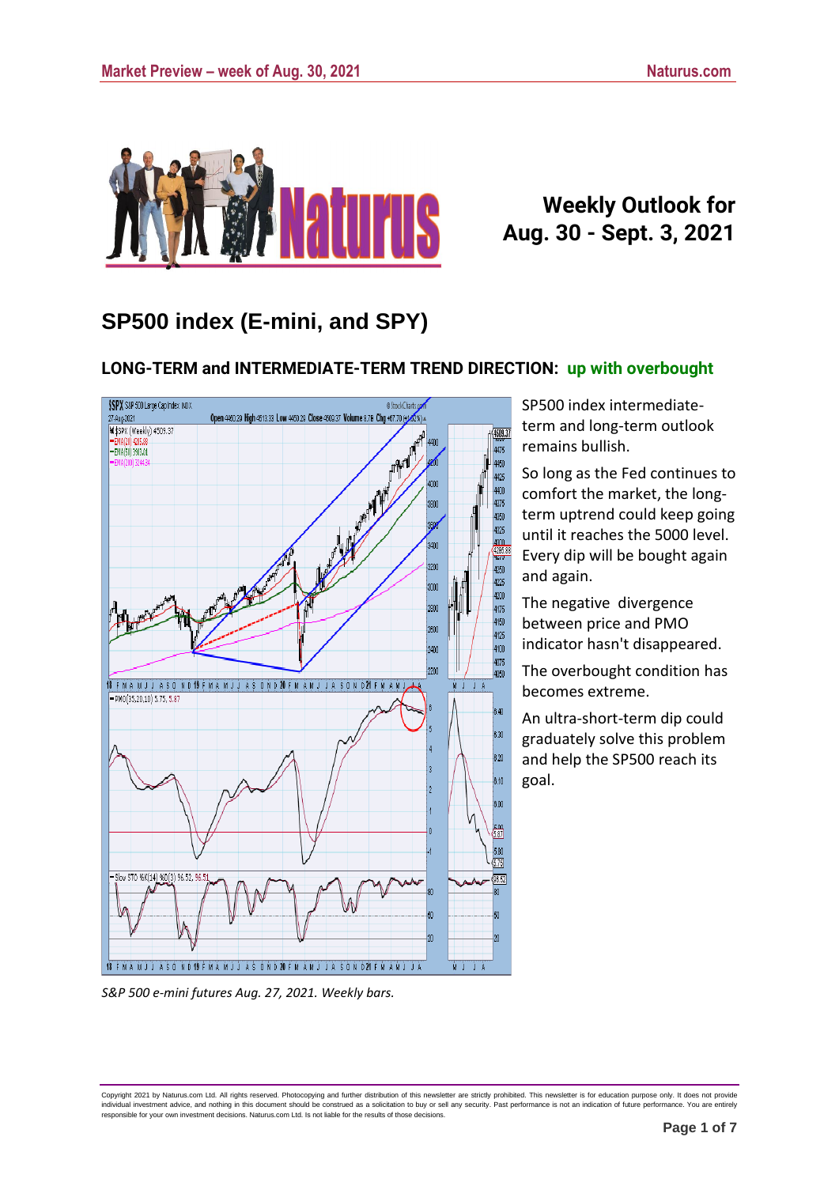# Weekly Outlook for Aug. 30 - Sept. 3, 2021

## SP500 index (E-mini, and SPY)

### LONG-TERM and INTERMEDIATE-TERM TREND DIRECTION: up with overbought

SP500 index intermediate-term and long-term outlook remains bullish.

So long as the Fed continues to comfort the market, the long-term uptrend could keep going until it reaches the 5000 level. Every dip will be bought again and again.

The negative divergence between price and PMO indicator hasn't disappeared.

The overbought condition has becomes extreme.

An ultra-short-term dip could gradually solve this problem and help the SP500 reach its goal.

*S&P 500 e-mini futures Aug. 27, 2021. Weekly bars.*

Copyright 2021 by Naturus.com Ltd. All rights reserved. Photocopying and further distribution of this newsletter are strictly prohibited. This newsletter is for education purpose only. It does not provide individual investment advice, and nothing in this document should be construed as a solicitation to buy or sell any security. Past performance is not an indication of future performance. You are entirely responsible for your own investment decisions. Naturus.com Ltd. is not liable for the results of those decisions.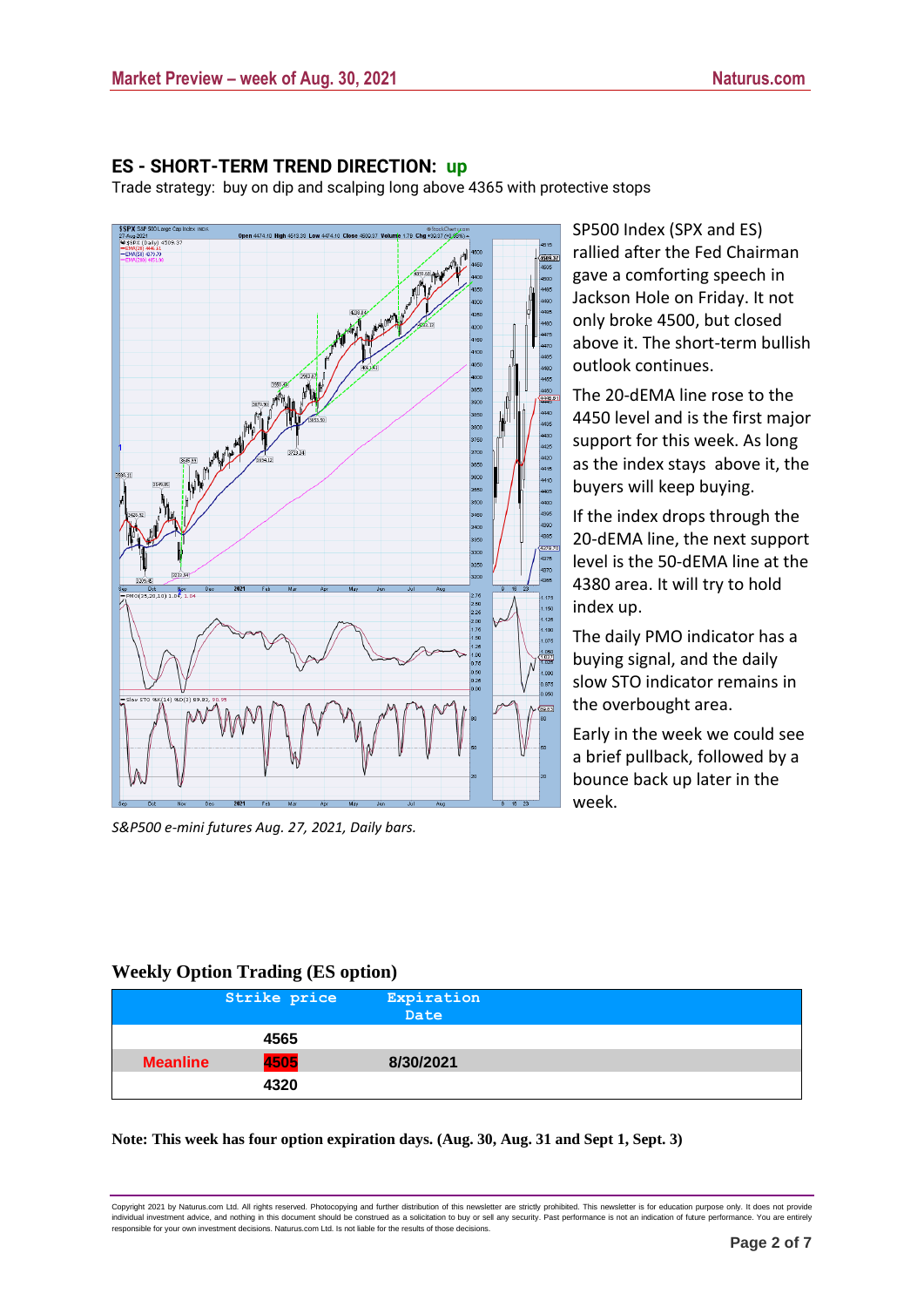## ES - SHORT-TERM TREND DIRECTION: up

Trade strategy: buy on dip and scalping long above 4365 with protective stops

SP500 Index (SPX and ES) rallied after the Fed Chairman gave a comforting speech in Jackson Hole on Friday. It not only broke 4500, but closed above it. The short-term bullish outlook continues.

The 20-dEMA line rose to the 4450 level and is the first major support for this week. As long as the index stays above it, the buyers will keep buying.

If the index drops through the 20-dEMA line, the next support level is the 50-dEMA line at the 4380 area. It will try to hold index up.

The daily PMO indicator has a buying signal, and the daily slow STO indicator remains in the overbought area.

Early in the week we could see a brief pullback, followed by a bounce back up later in the week.

*S&P500 e-mini futures Aug. 27, 2021, Daily bars.*

## Weekly Option Trading (ES option)

| | Strike price | Expiration Date | |
|---|---|---|---|
| | 4565 | | |
| Meanline | 4505 | 8/30/2021 | |
| | 4320 | | |

**Note: This week has four option expiration days. (Aug. 30, Aug. 31 and Sept 1, Sept. 3)**

Copyright 2021 by Naturus.com Ltd. All rights reserved. Photocopying and further distribution of this newsletter are strictly prohibited. This newsletter is for education purpose only. It does not provide individual investment advice, and nothing in this document should be construed as a solicitation to buy or sell any security. Past performance is not an indication of future performance. You are entirely responsible for your own investment decisions. Naturus.com Ltd. Is not liable for the results of those decisions.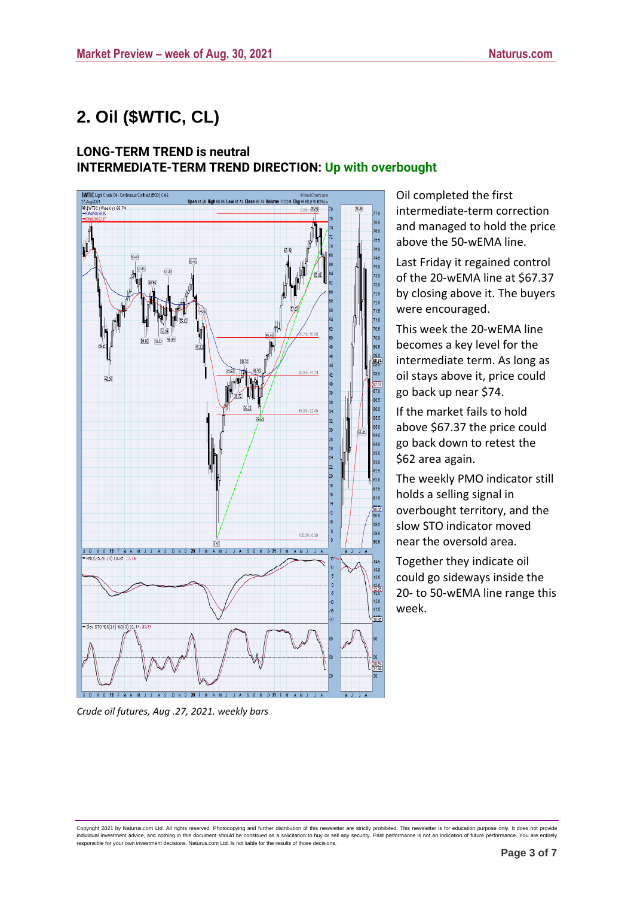## 2. Oil ($WTIC, CL)

**LONG-TERM TREND is neutral**
**INTERMEDIATE-TERM TREND DIRECTION: Up with overbought**

Oil completed the first intermediate-term correction and managed to hold the price above the 50-wEMA line.

Last Friday it regained control of the 20-wEMA line at $67.37 by closing above it. The buyers were encouraged.

This week the 20-wEMA line becomes a key level for the intermediate term. As long as oil stays above it, price could go back up near $74.

If the market fails to hold above $67.37 the price could go back down to retest the $62 area again.

The weekly PMO indicator still holds a selling signal in overbought territory, and the slow STO indicator moved near the oversold area.

Together they indicate oil could go sideways inside the 20- to 50-wEMA line range this week.

*Crude oil futures, Aug .27, 2021. weekly bars*

Copyright 2021 by Naturus.com Ltd. All rights reserved. Photocopying and further distribution of this newsletter are strictly prohibited. This newsletter is for education purpose only. It does not provide individual investment advice, and nothing in this document should be construed as a solicitation to buy or sell any security. Past performance is not an indication of future performance. You are entirely responsible for your own investment decisions. Naturus.com Ltd. Is not liable for the results of those decisions.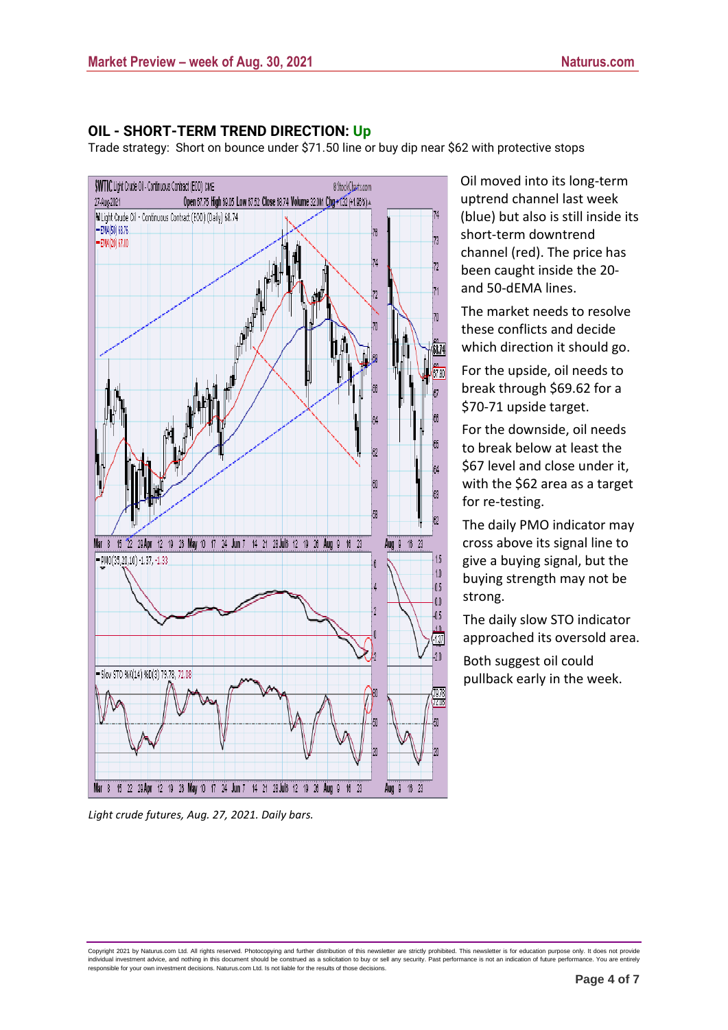## OIL - SHORT-TERM TREND DIRECTION: Up

Trade strategy: Short on bounce under $71.50 line or buy dip near $62 with protective stops

*Light crude futures, Aug. 27, 2021. Daily bars.*

Oil moved into its long-term uptrend channel last week (blue) but also is still inside its short-term downtrend channel (red). The price has been caught inside the 20- and 50-dEMA lines.

The market needs to resolve these conflicts and decide which direction it should go.

For the upside, oil needs to break through $69.62 for a $70-71 upside target.

For the downside, oil needs to break below at least the $67 level and close under it, with the $62 area as a target for re-testing.

The daily PMO indicator may cross above its signal line to give a buying signal, but the buying strength may not be strong.

The daily slow STO indicator approached its oversold area.

Both suggest oil could pullback early in the week.

Copyright 2021 by Naturus.com Ltd. All rights reserved. Photocopying and further distribution of this newsletter are strictly prohibited. This newsletter is for education purpose only. It does not provide individual investment advice, and nothing in this document should be construed as a solicitation to buy or sell any security. Past performance is not an indication of future performance. You are entirely responsible for your own investment decisions. Naturus.com Ltd. Is not liable for the results of those decisions.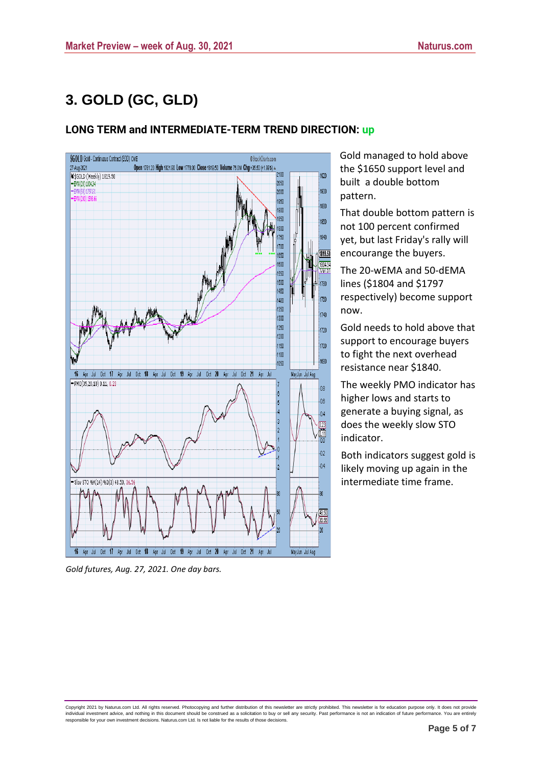# 3. GOLD (GC, GLD)

### LONG TERM and INTERMEDIATE-TERM TREND DIRECTION: up

Gold managed to hold above the $1650 support level and built a double bottom pattern.

That double bottom pattern is not 100 percent confirmed yet, but last Friday's rally will encourage the buyers.

The 20-wEMA and 50-dEMA lines ($1804 and $1797 respectively) become support now.

Gold needs to hold above that support to encourage buyers to fight the next overhead resistance near $1840.

The weekly PMO indicator has higher lows and starts to generate a buying signal, as does the weekly slow STO indicator.

Both indicators suggest gold is likely moving up again in the intermediate time frame.

*Gold futures, Aug. 27, 2021. One day bars.*

Copyright 2021 by Naturus.com Ltd. All rights reserved. Photocopying and further distribution of this newsletter are strictly prohibited. This newsletter is for education purpose only. It does not provide individual investment advice, and nothing in this document should be construed as a solicitation to buy or sell any security. Past performance is not an indication of future performance. You are entirely responsible for your own investment decisions. Naturus.com Ltd. Is not liable for the results of those decisions.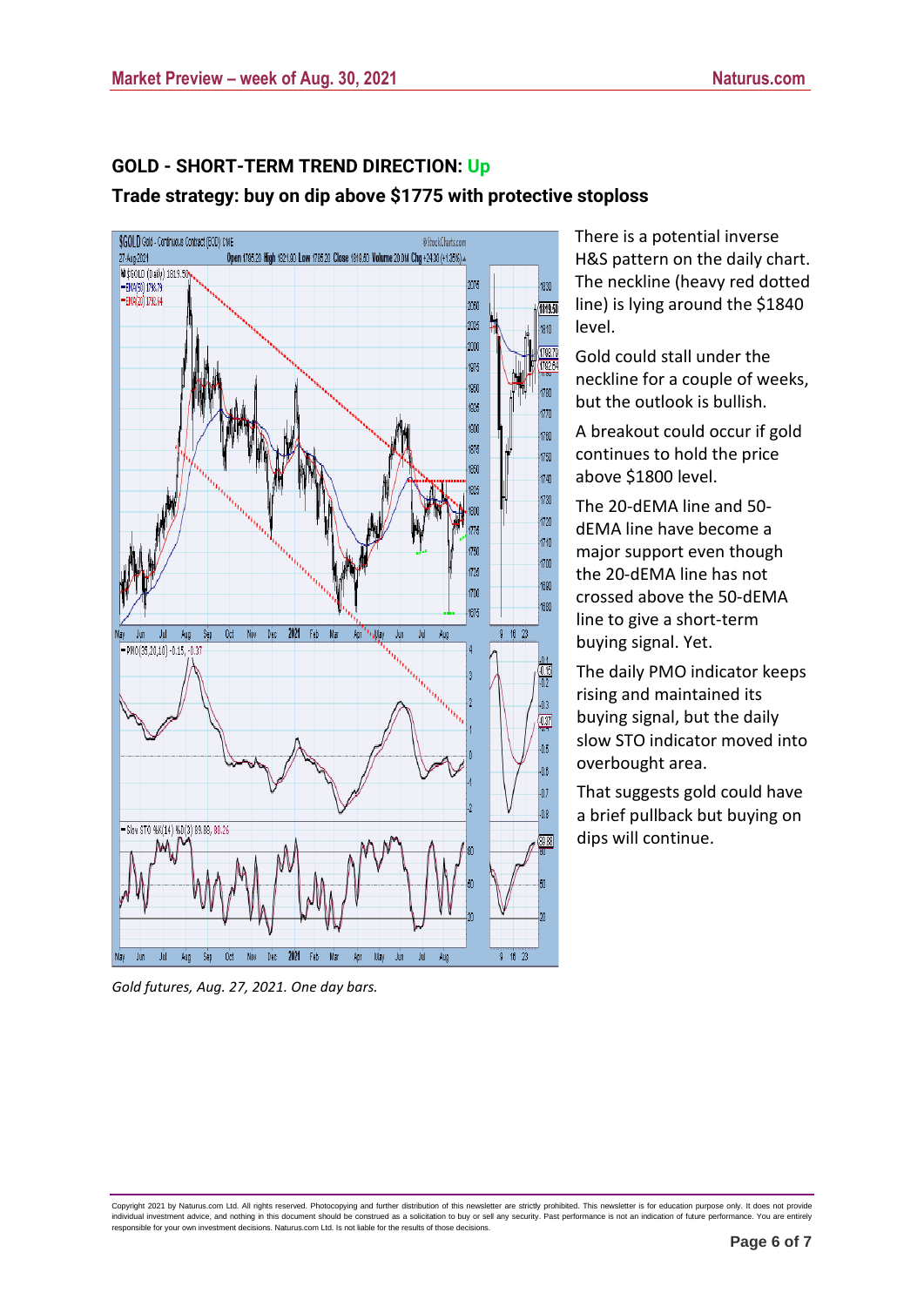## GOLD - SHORT-TERM TREND DIRECTION: Up

### Trade strategy: buy on dip above $1775 with protective stoploss

There is a potential inverse H&S pattern on the daily chart. The neckline (heavy red dotted line) is lying around the $1840 level.

Gold could stall under the neckline for a couple of weeks, but the outlook is bullish.

A breakout could occur if gold continues to hold the price above $1800 level.

The 20-dEMA line and 50-dEMA line have become a major support even though the 20-dEMA line has not crossed above the 50-dEMA line to give a short-term buying signal. Yet.

The daily PMO indicator keeps rising and maintained its buying signal, but the daily slow STO indicator moved into overbought area.

That suggests gold could have a brief pullback but buying on dips will continue.

*Gold futures, Aug. 27, 2021. One day bars.*

Copyright 2021 by Naturus.com Ltd. All rights reserved. Photocopying and further distribution of this newsletter are strictly prohibited. This newsletter is for education purpose only. It does not provide individual investment advice, and nothing in this document should be construed as a solicitation to buy or sell any security. Past performance is not an indication of future performance. You are entirely responsible for your own investment decisions. Naturus.com Ltd. Is not liable for the results of those decisions.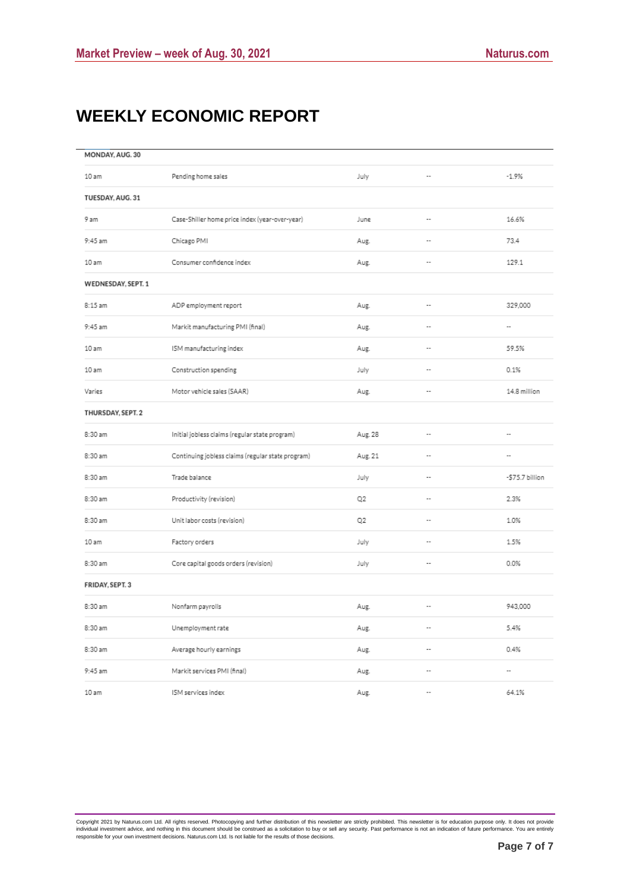# WEEKLY ECONOMIC REPORT

| | | | | |
|---|---|---|---|---|
| **MONDAY, AUG. 30** | | | | |
| 10 am | Pending home sales | July | -- | -1.9% |
| **TUESDAY, AUG. 31** | | | | |
| 9 am | Case-Shiller home price index (year-over-year) | June | -- | 16.6% |
| 9:45 am | Chicago PMI | Aug. | -- | 73.4 |
| 10 am | Consumer confidence index | Aug. | -- | 129.1 |
| **WEDNESDAY, SEPT. 1** | | | | |
| 8:15 am | ADP employment report | Aug. | -- | 329,000 |
| 9:45 am | Markit manufacturing PMI (final) | Aug. | -- | -- |
| 10 am | ISM manufacturing index | Aug. | -- | 59.5% |
| 10 am | Construction spending | July | -- | 0.1% |
| Varies | Motor vehicle sales (SAAR) | Aug. | -- | 14.8 million |
| **THURSDAY, SEPT. 2** | | | | |
| 8:30 am | Initial jobless claims (regular state program) | Aug. 28 | -- | -- |
| 8:30 am | Continuing jobless claims (regular state program) | Aug. 21 | -- | -- |
| 8:30 am | Trade balance | July | -- | -$75.7 billion |
| 8:30 am | Productivity (revision) | Q2 | -- | 2.3% |
| 8:30 am | Unit labor costs (revision) | Q2 | -- | 1.0% |
| 10 am | Factory orders | July | -- | 1.5% |
| 8:30 am | Core capital goods orders (revision) | July | -- | 0.0% |
| **FRIDAY, SEPT. 3** | | | | |
| 8:30 am | Nonfarm payrolls | Aug. | -- | 943,000 |
| 8:30 am | Unemployment rate | Aug. | -- | 5.4% |
| 8:30 am | Average hourly earnings | Aug. | -- | 0.4% |
| 9:45 am | Markit services PMI (final) | Aug. | -- | -- |
| 10 am | ISM services index | Aug. | -- | 64.1% |

Copyright 2021 by Naturus.com Ltd. All rights reserved. Photocopying and further distribution of this newsletter are strictly prohibited. This newsletter is for education purpose only. It does not provide individual investment advice, and nothing in this document should be construed as a solicitation to buy or sell any security. Past performance is not an indication of future performance. You are entirely responsible for your own investment decisions. Naturus.com Ltd. Is not liable for the results of those decisions.